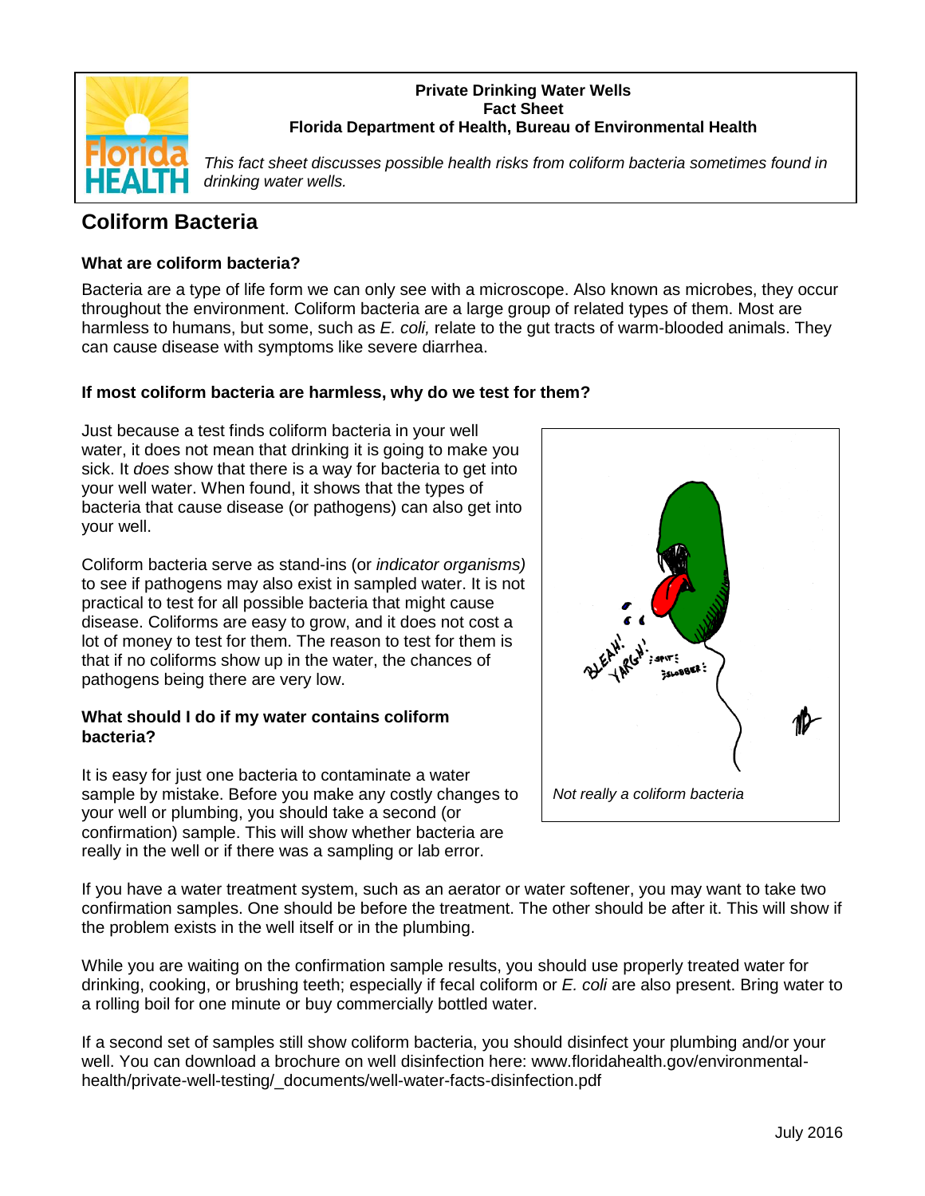**Private Drinking Water Wells**
**Fact Sheet**
**Florida Department of Health, Bureau of Environmental Health**

*This fact sheet discusses possible health risks from coliform bacteria sometimes found in drinking water wells.*

# Coliform Bacteria

### What are coliform bacteria?

Bacteria are a type of life form we can only see with a microscope. Also known as microbes, they occur throughout the environment. Coliform bacteria are a large group of related types of them. Most are harmless to humans, but some, such as *E. coli,* relate to the gut tracts of warm-blooded animals. They can cause disease with symptoms like severe diarrhea.

### If most coliform bacteria are harmless, why do we test for them?

Just because a test finds coliform bacteria in your well water, it does not mean that drinking it is going to make you sick. It *does* show that there is a way for bacteria to get into your well water. When found, it shows that the types of bacteria that cause disease (or pathogens) can also get into your well.

Coliform bacteria serve as stand-ins (or *indicator organisms)* to see if pathogens may also exist in sampled water. It is not practical to test for all possible bacteria that might cause disease. Coliforms are easy to grow, and it does not cost a lot of money to test for them. The reason to test for them is that if no coliforms show up in the water, the chances of pathogens being there are very low.

*Not really a coliform bacteria*

### What should I do if my water contains coliform bacteria?

It is easy for just one bacteria to contaminate a water sample by mistake. Before you make any costly changes to your well or plumbing, you should take a second (or confirmation) sample. This will show whether bacteria are really in the well or if there was a sampling or lab error.

If you have a water treatment system, such as an aerator or water softener, you may want to take two confirmation samples. One should be before the treatment. The other should be after it. This will show if the problem exists in the well itself or in the plumbing.

While you are waiting on the confirmation sample results, you should use properly treated water for drinking, cooking, or brushing teeth; especially if fecal coliform or *E. coli* are also present. Bring water to a rolling boil for one minute or buy commercially bottled water.

If a second set of samples still show coliform bacteria, you should disinfect your plumbing and/or your well. You can download a brochure on well disinfection here: www.floridahealth.gov/environmental-health/private-well-testing/_documents/well-water-facts-disinfection.pdf

July 2016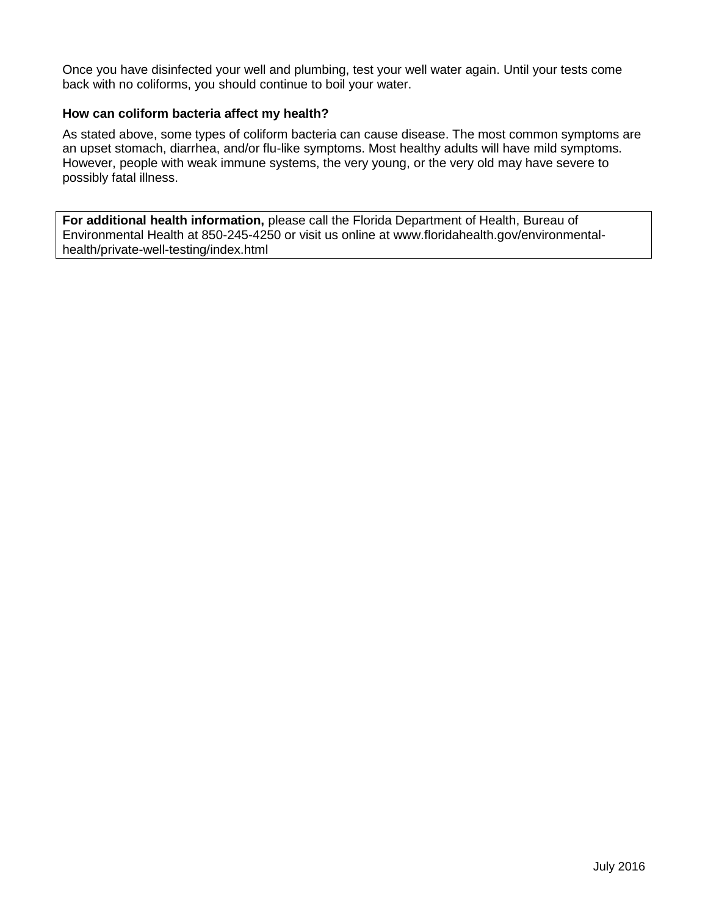Once you have disinfected your well and plumbing, test your well water again. Until your tests come back with no coliforms, you should continue to boil your water.

### How can coliform bacteria affect my health?

As stated above, some types of coliform bacteria can cause disease. The most common symptoms are an upset stomach, diarrhea, and/or flu-like symptoms. Most healthy adults will have mild symptoms. However, people with weak immune systems, the very young, or the very old may have severe to possibly fatal illness.

**For additional health information,** please call the Florida Department of Health, Bureau of Environmental Health at 850-245-4250 or visit us online at www.floridahealth.gov/environmental-health/private-well-testing/index.html

July 2016